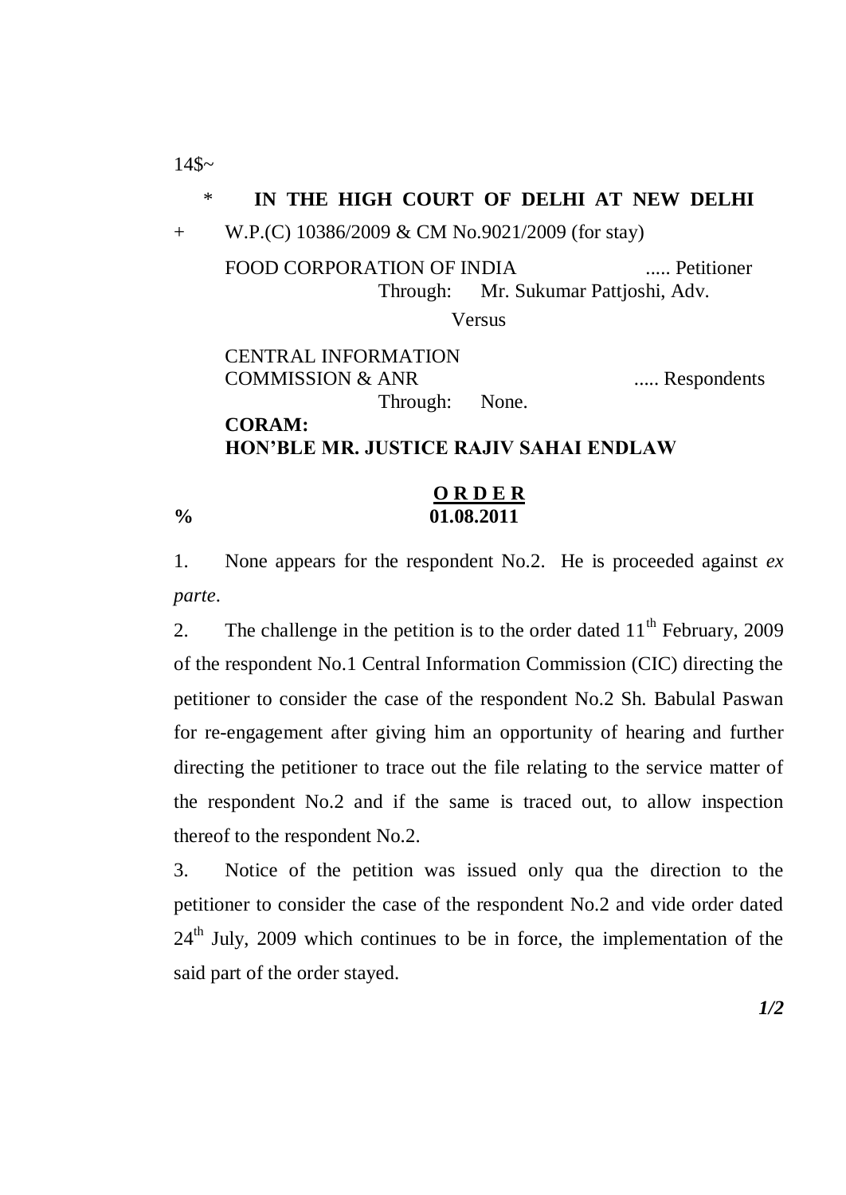14$~

\* **IN THE HIGH COURT OF DELHI AT NEW DELHI**

\+ W.P.(C) 10386/2009 & CM No.9021/2009 (for stay)

FOOD CORPORATION OF INDIA ..... Petitioner
Through: Mr. Sukumar Pattjoshi, Adv.

Versus

CENTRAL INFORMATION COMMISSION & ANR ..... Respondents
Through: None.

**CORAM:**
**HON'BLE MR. JUSTICE RAJIV SAHAI ENDLAW**

**O R D E R**

**%** **01.08.2011**

1. None appears for the respondent No.2. He is proceeded against *ex parte*.

2. The challenge in the petition is to the order dated 11th February, 2009 of the respondent No.1 Central Information Commission (CIC) directing the petitioner to consider the case of the respondent No.2 Sh. Babulal Paswan for re-engagement after giving him an opportunity of hearing and further directing the petitioner to trace out the file relating to the service matter of the respondent No.2 and if the same is traced out, to allow inspection thereof to the respondent No.2.

3. Notice of the petition was issued only qua the direction to the petitioner to consider the case of the respondent No.2 and vide order dated 24th July, 2009 which continues to be in force, the implementation of the said part of the order stayed.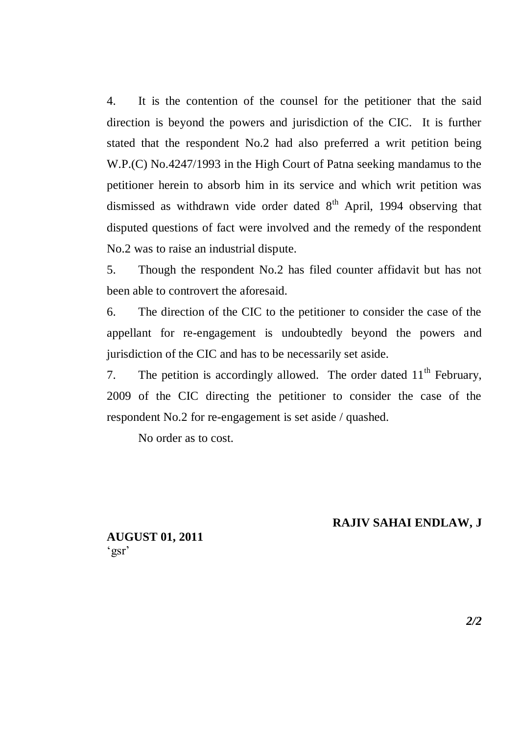4. It is the contention of the counsel for the petitioner that the said direction is beyond the powers and jurisdiction of the CIC. It is further stated that the respondent No.2 had also preferred a writ petition being W.P.(C) No.4247/1993 in the High Court of Patna seeking mandamus to the petitioner herein to absorb him in its service and which writ petition was dismissed as withdrawn vide order dated 8th April, 1994 observing that disputed questions of fact were involved and the remedy of the respondent No.2 was to raise an industrial dispute.

5. Though the respondent No.2 has filed counter affidavit but has not been able to controvert the aforesaid.

6. The direction of the CIC to the petitioner to consider the case of the appellant for re-engagement is undoubtedly beyond the powers and jurisdiction of the CIC and has to be necessarily set aside.

7. The petition is accordingly allowed. The order dated 11th February, 2009 of the CIC directing the petitioner to consider the case of the respondent No.2 for re-engagement is set aside / quashed.

No order as to cost.

**RAJIV SAHAI ENDLAW, J**

**AUGUST 01, 2011**
'gsr'